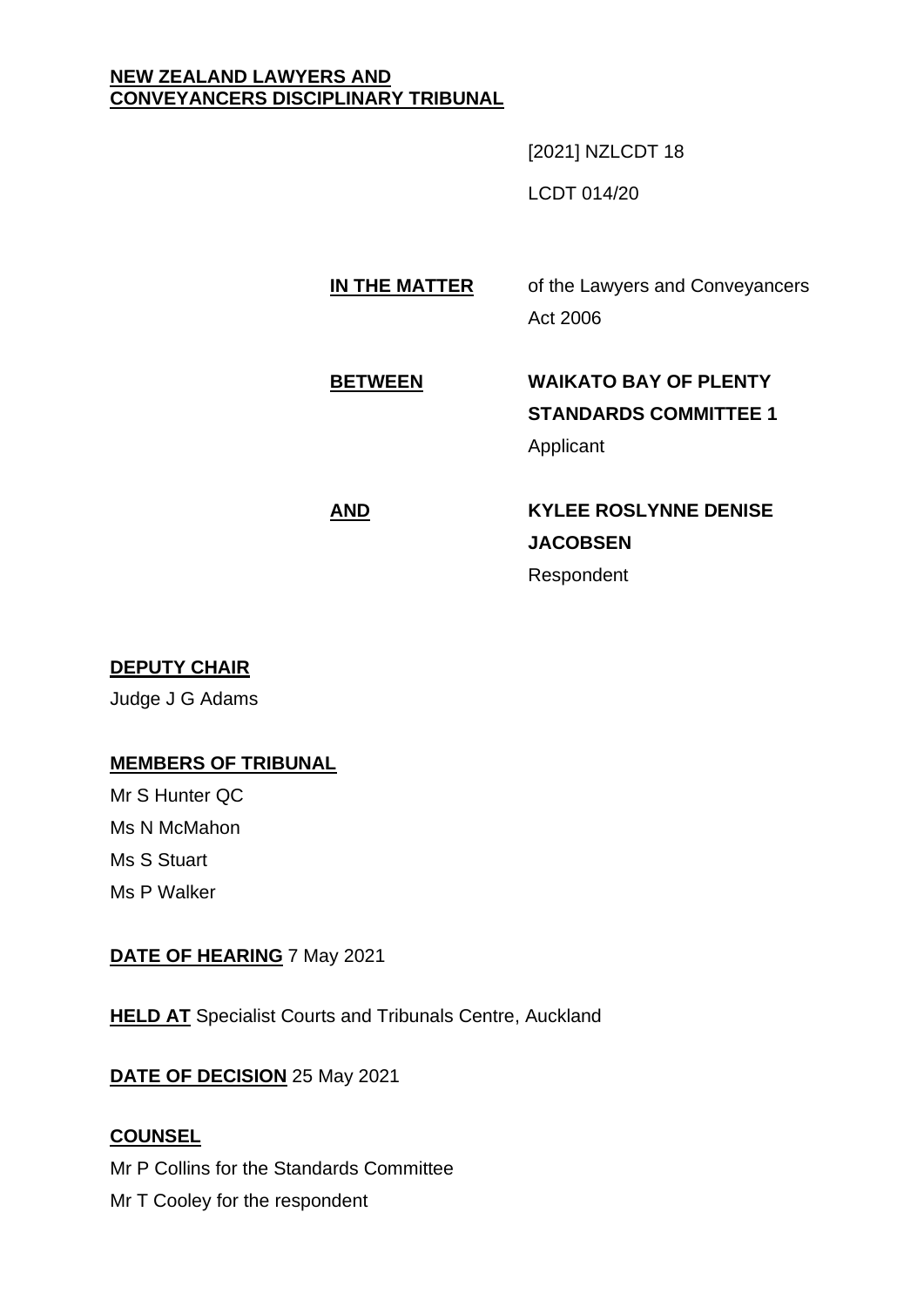**NEW ZEALAND LAWYERS AND CONVEYANCERS DISCIPLINARY TRIBUNAL**

[2021] NZLCDT 18

LCDT 014/20

**IN THE MATTER** of the Lawyers and Conveyancers Act 2006

**BETWEEN** **WAIKATO BAY OF PLENTY STANDARDS COMMITTEE 1**
Applicant

**AND** **KYLEE ROSLYNNE DENISE JACOBSEN**
Respondent

**DEPUTY CHAIR**

Judge J G Adams

**MEMBERS OF TRIBUNAL**

Mr S Hunter QC

Ms N McMahon

Ms S Stuart

Ms P Walker

**DATE OF HEARING** 7 May 2021

**HELD AT** Specialist Courts and Tribunals Centre, Auckland

**DATE OF DECISION** 25 May 2021

**COUNSEL**

Mr P Collins for the Standards Committee

Mr T Cooley for the respondent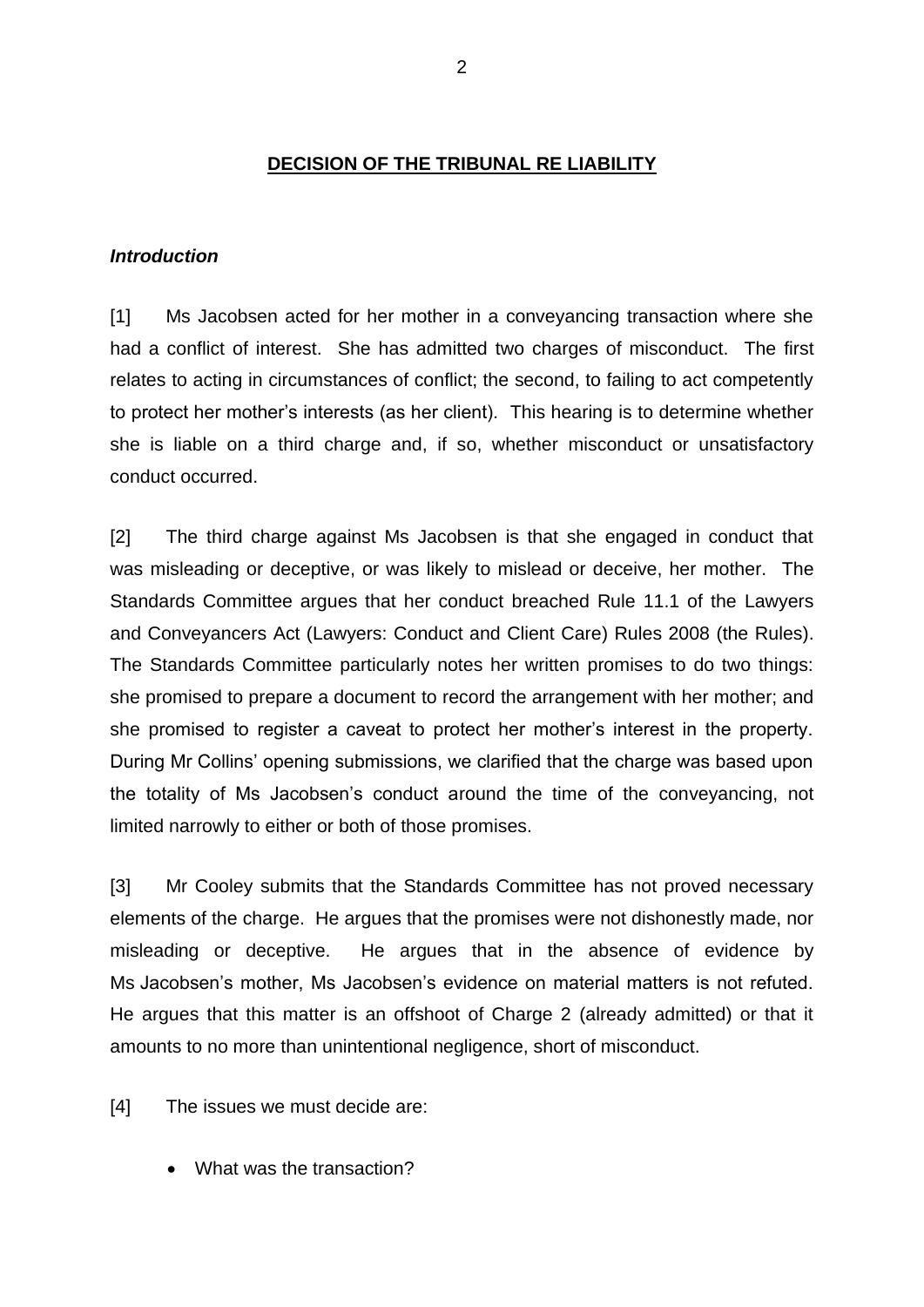## DECISION OF THE TRIBUNAL RE LIABILITY

### *Introduction*

[1] Ms Jacobsen acted for her mother in a conveyancing transaction where she had a conflict of interest. She has admitted two charges of misconduct. The first relates to acting in circumstances of conflict; the second, to failing to act competently to protect her mother's interests (as her client). This hearing is to determine whether she is liable on a third charge and, if so, whether misconduct or unsatisfactory conduct occurred.

[2] The third charge against Ms Jacobsen is that she engaged in conduct that was misleading or deceptive, or was likely to mislead or deceive, her mother. The Standards Committee argues that her conduct breached Rule 11.1 of the Lawyers and Conveyancers Act (Lawyers: Conduct and Client Care) Rules 2008 (the Rules). The Standards Committee particularly notes her written promises to do two things: she promised to prepare a document to record the arrangement with her mother; and she promised to register a caveat to protect her mother's interest in the property. During Mr Collins' opening submissions, we clarified that the charge was based upon the totality of Ms Jacobsen's conduct around the time of the conveyancing, not limited narrowly to either or both of those promises.

[3] Mr Cooley submits that the Standards Committee has not proved necessary elements of the charge. He argues that the promises were not dishonestly made, nor misleading or deceptive. He argues that in the absence of evidence by Ms Jacobsen's mother, Ms Jacobsen's evidence on material matters is not refuted. He argues that this matter is an offshoot of Charge 2 (already admitted) or that it amounts to no more than unintentional negligence, short of misconduct.

[4] The issues we must decide are:

- What was the transaction?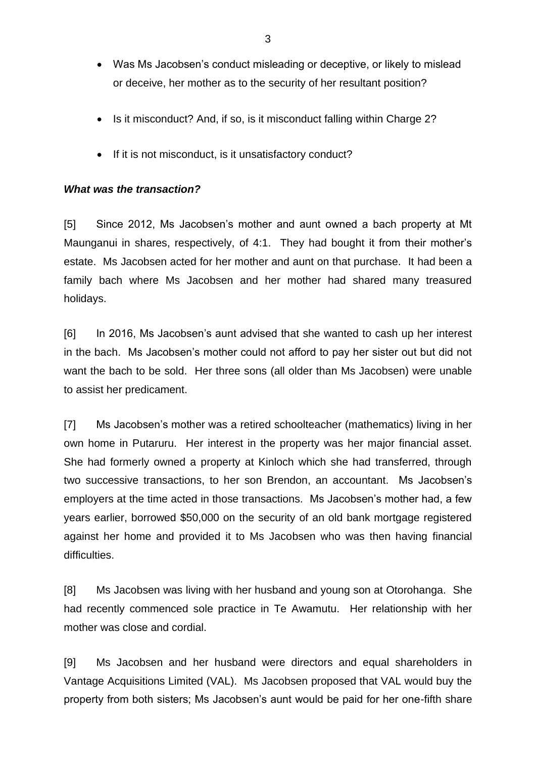- Was Ms Jacobsen's conduct misleading or deceptive, or likely to mislead or deceive, her mother as to the security of her resultant position?

- Is it misconduct? And, if so, is it misconduct falling within Charge 2?

- If it is not misconduct, is it unsatisfactory conduct?

### *What was the transaction?*

[5] Since 2012, Ms Jacobsen's mother and aunt owned a bach property at Mt Maunganui in shares, respectively, of 4:1. They had bought it from their mother's estate. Ms Jacobsen acted for her mother and aunt on that purchase. It had been a family bach where Ms Jacobsen and her mother had shared many treasured holidays.

[6] In 2016, Ms Jacobsen's aunt advised that she wanted to cash up her interest in the bach. Ms Jacobsen's mother could not afford to pay her sister out but did not want the bach to be sold. Her three sons (all older than Ms Jacobsen) were unable to assist her predicament.

[7] Ms Jacobsen's mother was a retired schoolteacher (mathematics) living in her own home in Putaruru. Her interest in the property was her major financial asset. She had formerly owned a property at Kinloch which she had transferred, through two successive transactions, to her son Brendon, an accountant. Ms Jacobsen's employers at the time acted in those transactions. Ms Jacobsen's mother had, a few years earlier, borrowed $50,000 on the security of an old bank mortgage registered against her home and provided it to Ms Jacobsen who was then having financial difficulties.

[8] Ms Jacobsen was living with her husband and young son at Otorohanga. She had recently commenced sole practice in Te Awamutu. Her relationship with her mother was close and cordial.

[9] Ms Jacobsen and her husband were directors and equal shareholders in Vantage Acquisitions Limited (VAL). Ms Jacobsen proposed that VAL would buy the property from both sisters; Ms Jacobsen's aunt would be paid for her one-fifth share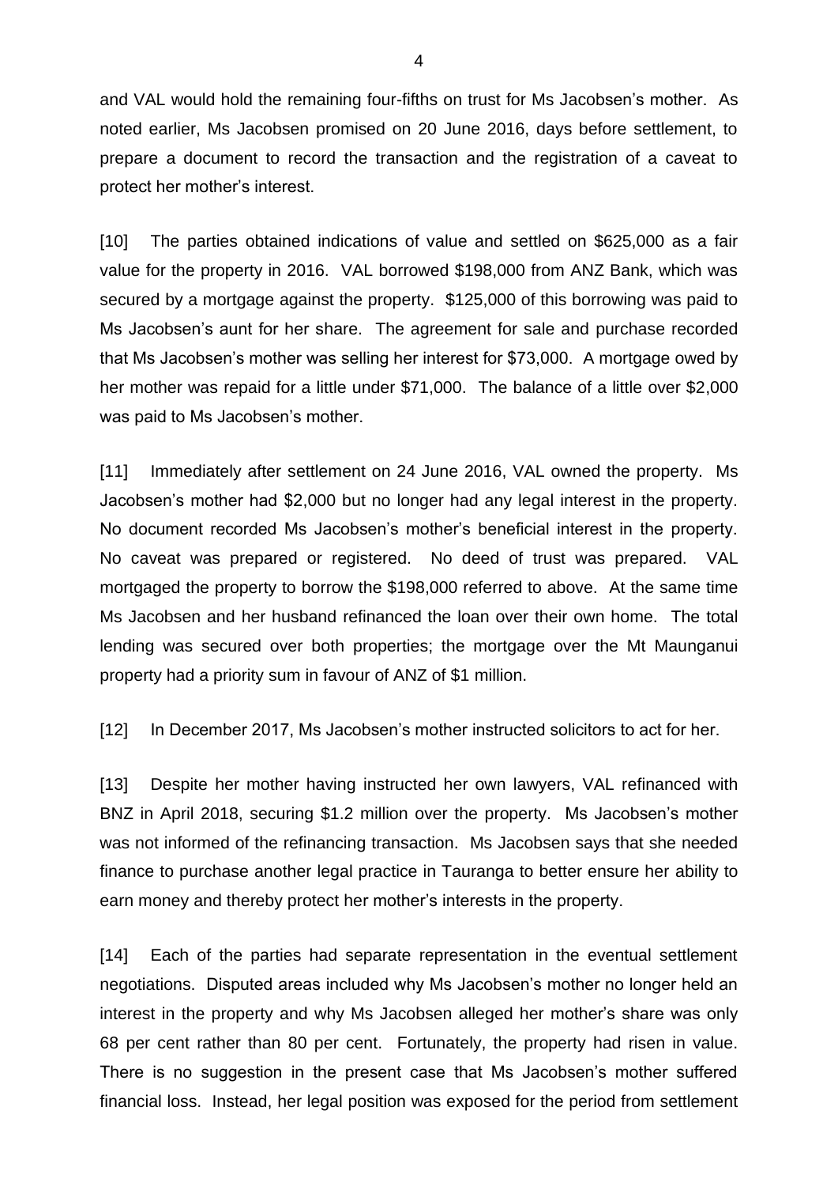and VAL would hold the remaining four-fifths on trust for Ms Jacobsen's mother. As noted earlier, Ms Jacobsen promised on 20 June 2016, days before settlement, to prepare a document to record the transaction and the registration of a caveat to protect her mother's interest.

[10] The parties obtained indications of value and settled on $625,000 as a fair value for the property in 2016. VAL borrowed $198,000 from ANZ Bank, which was secured by a mortgage against the property. $125,000 of this borrowing was paid to Ms Jacobsen's aunt for her share. The agreement for sale and purchase recorded that Ms Jacobsen's mother was selling her interest for $73,000. A mortgage owed by her mother was repaid for a little under $71,000. The balance of a little over $2,000 was paid to Ms Jacobsen's mother.

[11] Immediately after settlement on 24 June 2016, VAL owned the property. Ms Jacobsen's mother had $2,000 but no longer had any legal interest in the property. No document recorded Ms Jacobsen's mother's beneficial interest in the property. No caveat was prepared or registered. No deed of trust was prepared. VAL mortgaged the property to borrow the $198,000 referred to above. At the same time Ms Jacobsen and her husband refinanced the loan over their own home. The total lending was secured over both properties; the mortgage over the Mt Maunganui property had a priority sum in favour of ANZ of $1 million.

[12] In December 2017, Ms Jacobsen's mother instructed solicitors to act for her.

[13] Despite her mother having instructed her own lawyers, VAL refinanced with BNZ in April 2018, securing $1.2 million over the property. Ms Jacobsen's mother was not informed of the refinancing transaction. Ms Jacobsen says that she needed finance to purchase another legal practice in Tauranga to better ensure her ability to earn money and thereby protect her mother's interests in the property.

[14] Each of the parties had separate representation in the eventual settlement negotiations. Disputed areas included why Ms Jacobsen's mother no longer held an interest in the property and why Ms Jacobsen alleged her mother's share was only 68 per cent rather than 80 per cent. Fortunately, the property had risen in value. There is no suggestion in the present case that Ms Jacobsen's mother suffered financial loss. Instead, her legal position was exposed for the period from settlement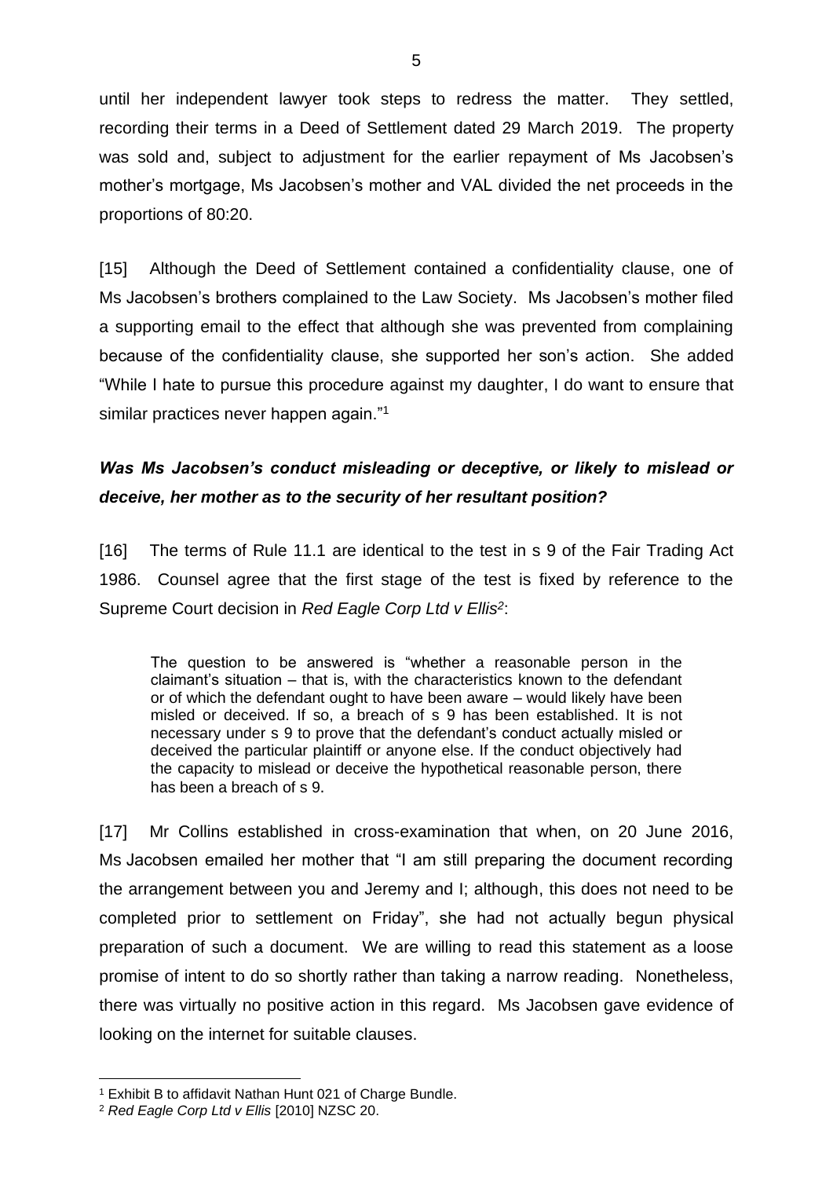until her independent lawyer took steps to redress the matter. They settled, recording their terms in a Deed of Settlement dated 29 March 2019. The property was sold and, subject to adjustment for the earlier repayment of Ms Jacobsen's mother's mortgage, Ms Jacobsen's mother and VAL divided the net proceeds in the proportions of 80:20.

[15] Although the Deed of Settlement contained a confidentiality clause, one of Ms Jacobsen's brothers complained to the Law Society. Ms Jacobsen's mother filed a supporting email to the effect that although she was prevented from complaining because of the confidentiality clause, she supported her son's action. She added "While I hate to pursue this procedure against my daughter, I do want to ensure that similar practices never happen again."[1]

### *Was Ms Jacobsen's conduct misleading or deceptive, or likely to mislead or deceive, her mother as to the security of her resultant position?*

[16] The terms of Rule 11.1 are identical to the test in s 9 of the Fair Trading Act 1986. Counsel agree that the first stage of the test is fixed by reference to the Supreme Court decision in *Red Eagle Corp Ltd v Ellis*[2]:

> The question to be answered is "whether a reasonable person in the claimant's situation – that is, with the characteristics known to the defendant or of which the defendant ought to have been aware – would likely have been misled or deceived. If so, a breach of s 9 has been established. It is not necessary under s 9 to prove that the defendant's conduct actually misled or deceived the particular plaintiff or anyone else. If the conduct objectively had the capacity to mislead or deceive the hypothetical reasonable person, there has been a breach of s 9.

[17] Mr Collins established in cross-examination that when, on 20 June 2016, Ms Jacobsen emailed her mother that "I am still preparing the document recording the arrangement between you and Jeremy and I; although, this does not need to be completed prior to settlement on Friday", she had not actually begun physical preparation of such a document. We are willing to read this statement as a loose promise of intent to do so shortly rather than taking a narrow reading. Nonetheless, there was virtually no positive action in this regard. Ms Jacobsen gave evidence of looking on the internet for suitable clauses.

---

[1] Exhibit B to affidavit Nathan Hunt 021 of Charge Bundle.

[2] *Red Eagle Corp Ltd v Ellis* [2010] NZSC 20.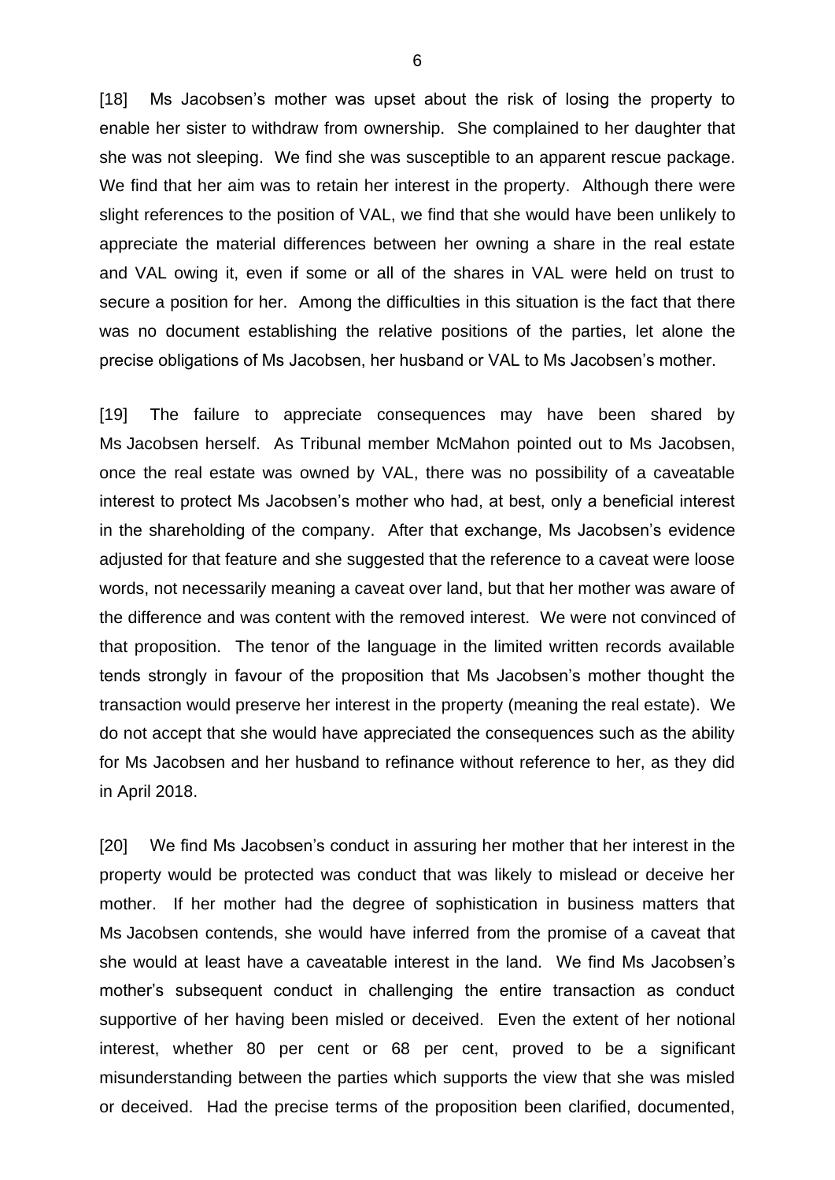[18] Ms Jacobsen's mother was upset about the risk of losing the property to enable her sister to withdraw from ownership. She complained to her daughter that she was not sleeping. We find she was susceptible to an apparent rescue package. We find that her aim was to retain her interest in the property. Although there were slight references to the position of VAL, we find that she would have been unlikely to appreciate the material differences between her owning a share in the real estate and VAL owing it, even if some or all of the shares in VAL were held on trust to secure a position for her. Among the difficulties in this situation is the fact that there was no document establishing the relative positions of the parties, let alone the precise obligations of Ms Jacobsen, her husband or VAL to Ms Jacobsen's mother.

[19] The failure to appreciate consequences may have been shared by Ms Jacobsen herself. As Tribunal member McMahon pointed out to Ms Jacobsen, once the real estate was owned by VAL, there was no possibility of a caveatable interest to protect Ms Jacobsen's mother who had, at best, only a beneficial interest in the shareholding of the company. After that exchange, Ms Jacobsen's evidence adjusted for that feature and she suggested that the reference to a caveat were loose words, not necessarily meaning a caveat over land, but that her mother was aware of the difference and was content with the removed interest. We were not convinced of that proposition. The tenor of the language in the limited written records available tends strongly in favour of the proposition that Ms Jacobsen's mother thought the transaction would preserve her interest in the property (meaning the real estate). We do not accept that she would have appreciated the consequences such as the ability for Ms Jacobsen and her husband to refinance without reference to her, as they did in April 2018.

[20] We find Ms Jacobsen's conduct in assuring her mother that her interest in the property would be protected was conduct that was likely to mislead or deceive her mother. If her mother had the degree of sophistication in business matters that Ms Jacobsen contends, she would have inferred from the promise of a caveat that she would at least have a caveatable interest in the land. We find Ms Jacobsen's mother's subsequent conduct in challenging the entire transaction as conduct supportive of her having been misled or deceived. Even the extent of her notional interest, whether 80 per cent or 68 per cent, proved to be a significant misunderstanding between the parties which supports the view that she was misled or deceived. Had the precise terms of the proposition been clarified, documented,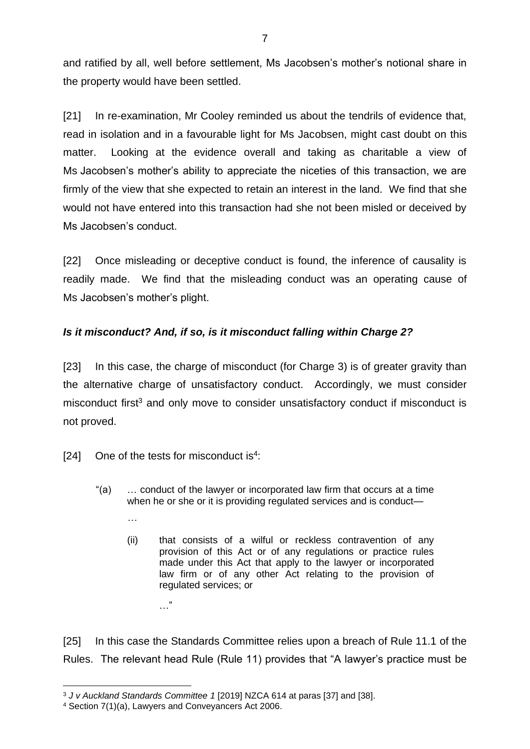and ratified by all, well before settlement, Ms Jacobsen's mother's notional share in the property would have been settled.

[21] In re-examination, Mr Cooley reminded us about the tendrils of evidence that, read in isolation and in a favourable light for Ms Jacobsen, might cast doubt on this matter. Looking at the evidence overall and taking as charitable a view of Ms Jacobsen's mother's ability to appreciate the niceties of this transaction, we are firmly of the view that she expected to retain an interest in the land. We find that she would not have entered into this transaction had she not been misled or deceived by Ms Jacobsen's conduct.

[22] Once misleading or deceptive conduct is found, the inference of causality is readily made. We find that the misleading conduct was an operating cause of Ms Jacobsen's mother's plight.

### ***Is it misconduct? And, if so, is it misconduct falling within Charge 2?***

[23] In this case, the charge of misconduct (for Charge 3) is of greater gravity than the alternative charge of unsatisfactory conduct. Accordingly, we must consider misconduct first[3] and only move to consider unsatisfactory conduct if misconduct is not proved.

[24] One of the tests for misconduct is[4]:

> "(a) … conduct of the lawyer or incorporated law firm that occurs at a time when he or she or it is providing regulated services and is conduct—
>
> …
>
> (ii) that consists of a wilful or reckless contravention of any provision of this Act or of any regulations or practice rules made under this Act that apply to the lawyer or incorporated law firm or of any other Act relating to the provision of regulated services; or
>
> …"

[25] In this case the Standards Committee relies upon a breach of Rule 11.1 of the Rules. The relevant head Rule (Rule 11) provides that "A lawyer's practice must be

---

[3] *J v Auckland Standards Committee 1* [2019] NZCA 614 at paras [37] and [38].

[4] Section 7(1)(a), Lawyers and Conveyancers Act 2006.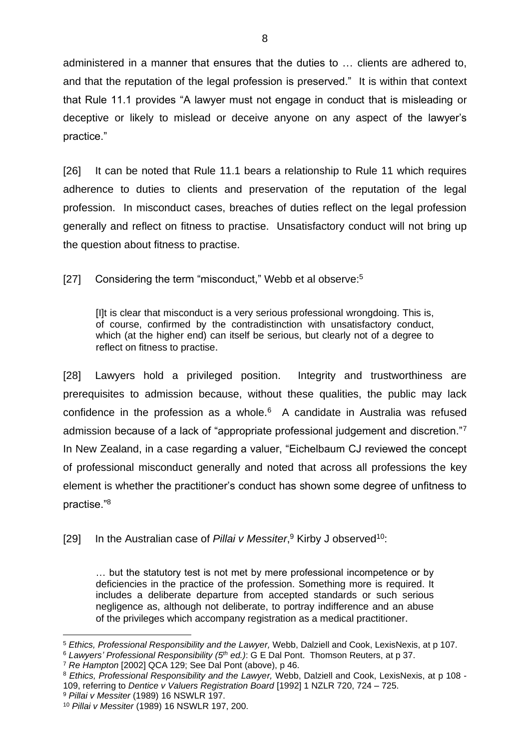administered in a manner that ensures that the duties to … clients are adhered to, and that the reputation of the legal profession is preserved." It is within that context that Rule 11.1 provides "A lawyer must not engage in conduct that is misleading or deceptive or likely to mislead or deceive anyone on any aspect of the lawyer's practice."

[26] It can be noted that Rule 11.1 bears a relationship to Rule 11 which requires adherence to duties to clients and preservation of the reputation of the legal profession. In misconduct cases, breaches of duties reflect on the legal profession generally and reflect on fitness to practise. Unsatisfactory conduct will not bring up the question about fitness to practise.

[27] Considering the term "misconduct," Webb et al observe:[5]

> [I]t is clear that misconduct is a very serious professional wrongdoing. This is, of course, confirmed by the contradistinction with unsatisfactory conduct, which (at the higher end) can itself be serious, but clearly not of a degree to reflect on fitness to practise.

[28] Lawyers hold a privileged position. Integrity and trustworthiness are prerequisites to admission because, without these qualities, the public may lack confidence in the profession as a whole.[6] A candidate in Australia was refused admission because of a lack of "appropriate professional judgement and discretion."[7] In New Zealand, in a case regarding a valuer, "Eichelbaum CJ reviewed the concept of professional misconduct generally and noted that across all professions the key element is whether the practitioner's conduct has shown some degree of unfitness to practise."[8]

[29] In the Australian case of *Pillai v Messiter*,[9] Kirby J observed[10]:

> … but the statutory test is not met by mere professional incompetence or by deficiencies in the practice of the profession. Something more is required. It includes a deliberate departure from accepted standards or such serious negligence as, although not deliberate, to portray indifference and an abuse of the privileges which accompany registration as a medical practitioner.

---

[5] *Ethics, Professional Responsibility and the Lawyer,* Webb, Dalziell and Cook, LexisNexis, at p 107.

[6] *Lawyers' Professional Responsibility (5th ed.)*: G E Dal Pont. Thomson Reuters, at p 37.

[7] *Re Hampton* [2002] QCA 129; See Dal Pont (above), p 46.

[8] *Ethics, Professional Responsibility and the Lawyer,* Webb, Dalziell and Cook, LexisNexis, at p 108 - 109, referring to *Dentice v Valuers Registration Board* [1992] 1 NZLR 720, 724 – 725.

[9] *Pillai v Messiter* (1989) 16 NSWLR 197.

[10] *Pillai v Messiter* (1989) 16 NSWLR 197, 200.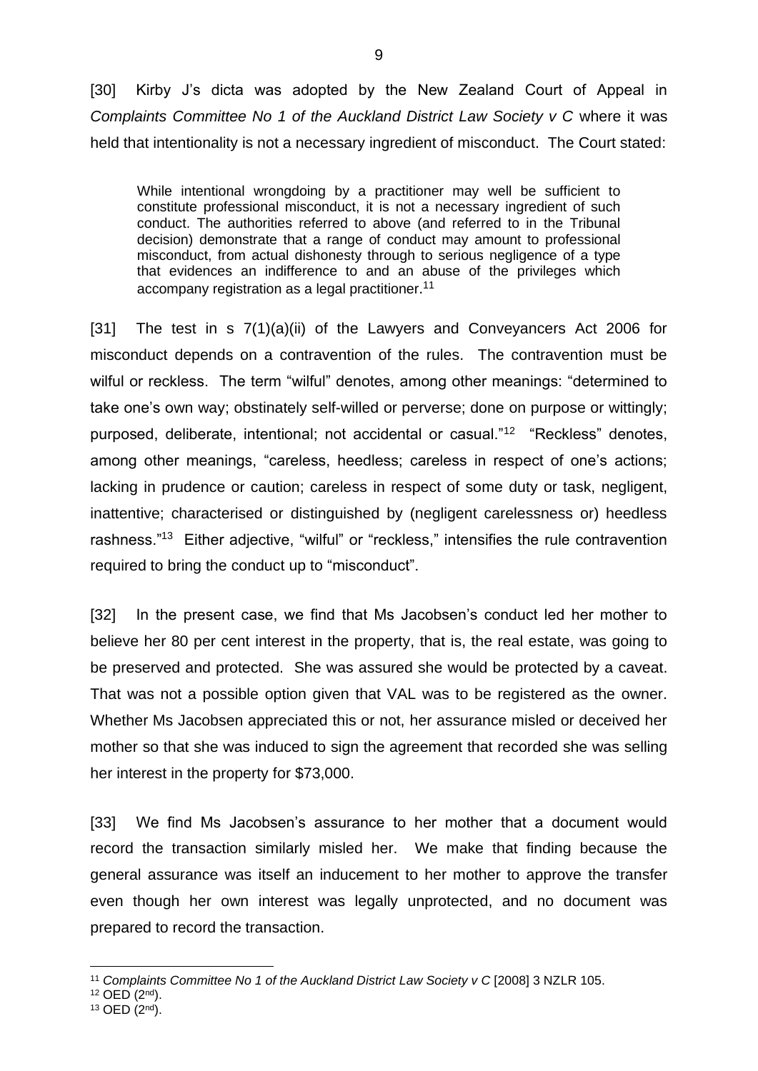[30] Kirby J's dicta was adopted by the New Zealand Court of Appeal in *Complaints Committee No 1 of the Auckland District Law Society v C* where it was held that intentionality is not a necessary ingredient of misconduct. The Court stated:

> While intentional wrongdoing by a practitioner may well be sufficient to constitute professional misconduct, it is not a necessary ingredient of such conduct. The authorities referred to above (and referred to in the Tribunal decision) demonstrate that a range of conduct may amount to professional misconduct, from actual dishonesty through to serious negligence of a type that evidences an indifference to and an abuse of the privileges which accompany registration as a legal practitioner.[11]

[31] The test in s 7(1)(a)(ii) of the Lawyers and Conveyancers Act 2006 for misconduct depends on a contravention of the rules. The contravention must be wilful or reckless. The term "wilful" denotes, among other meanings: "determined to take one's own way; obstinately self-willed or perverse; done on purpose or wittingly; purposed, deliberate, intentional; not accidental or casual."[12] "Reckless" denotes, among other meanings, "careless, heedless; careless in respect of one's actions; lacking in prudence or caution; careless in respect of some duty or task, negligent, inattentive; characterised or distinguished by (negligent carelessness or) heedless rashness."[13] Either adjective, "wilful" or "reckless," intensifies the rule contravention required to bring the conduct up to "misconduct".

[32] In the present case, we find that Ms Jacobsen's conduct led her mother to believe her 80 per cent interest in the property, that is, the real estate, was going to be preserved and protected. She was assured she would be protected by a caveat. That was not a possible option given that VAL was to be registered as the owner. Whether Ms Jacobsen appreciated this or not, her assurance misled or deceived her mother so that she was induced to sign the agreement that recorded she was selling her interest in the property for $73,000.

[33] We find Ms Jacobsen's assurance to her mother that a document would record the transaction similarly misled her. We make that finding because the general assurance was itself an inducement to her mother to approve the transfer even though her own interest was legally unprotected, and no document was prepared to record the transaction.

---

[11] *Complaints Committee No 1 of the Auckland District Law Society v C* [2008] 3 NZLR 105.

[12] OED (2nd).

[13] OED (2nd).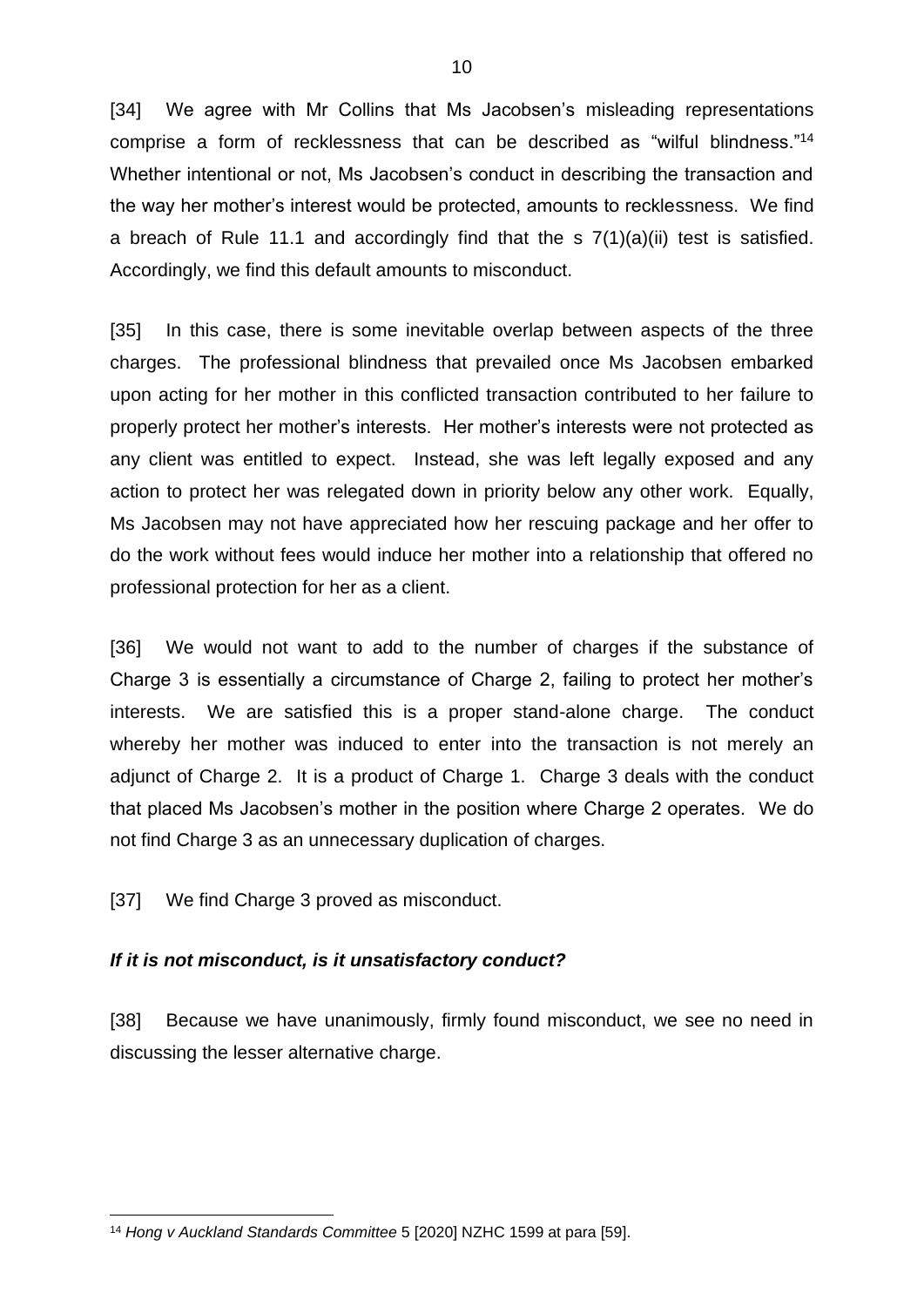[34] We agree with Mr Collins that Ms Jacobsen's misleading representations comprise a form of recklessness that can be described as "wilful blindness."[14] Whether intentional or not, Ms Jacobsen's conduct in describing the transaction and the way her mother's interest would be protected, amounts to recklessness. We find a breach of Rule 11.1 and accordingly find that the s 7(1)(a)(ii) test is satisfied. Accordingly, we find this default amounts to misconduct.

[35] In this case, there is some inevitable overlap between aspects of the three charges. The professional blindness that prevailed once Ms Jacobsen embarked upon acting for her mother in this conflicted transaction contributed to her failure to properly protect her mother's interests. Her mother's interests were not protected as any client was entitled to expect. Instead, she was left legally exposed and any action to protect her was relegated down in priority below any other work. Equally, Ms Jacobsen may not have appreciated how her rescuing package and her offer to do the work without fees would induce her mother into a relationship that offered no professional protection for her as a client.

[36] We would not want to add to the number of charges if the substance of Charge 3 is essentially a circumstance of Charge 2, failing to protect her mother's interests. We are satisfied this is a proper stand-alone charge. The conduct whereby her mother was induced to enter into the transaction is not merely an adjunct of Charge 2. It is a product of Charge 1. Charge 3 deals with the conduct that placed Ms Jacobsen's mother in the position where Charge 2 operates. We do not find Charge 3 as an unnecessary duplication of charges.

[37] We find Charge 3 proved as misconduct.

### *If it is not misconduct, is it unsatisfactory conduct?*

[38] Because we have unanimously, firmly found misconduct, we see no need in discussing the lesser alternative charge.

---

[14] *Hong v Auckland Standards Committee* 5 [2020] NZHC 1599 at para [59].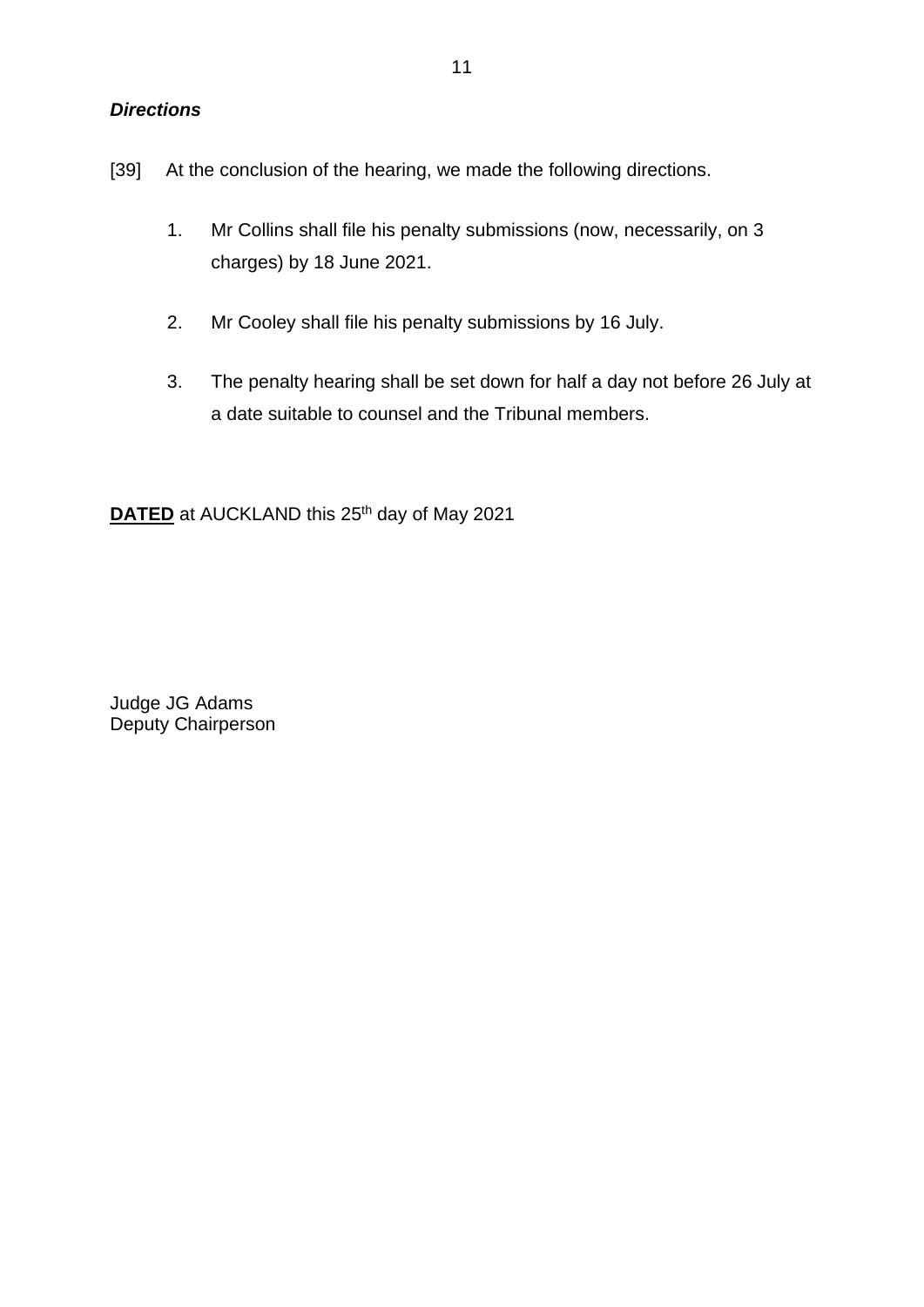***Directions***

[39] At the conclusion of the hearing, we made the following directions.

1. Mr Collins shall file his penalty submissions (now, necessarily, on 3 charges) by 18 June 2021.

2. Mr Cooley shall file his penalty submissions by 16 July.

3. The penalty hearing shall be set down for half a day not before 26 July at a date suitable to counsel and the Tribunal members.

**DATED** at AUCKLAND this 25th day of May 2021

Judge JG Adams
Deputy Chairperson